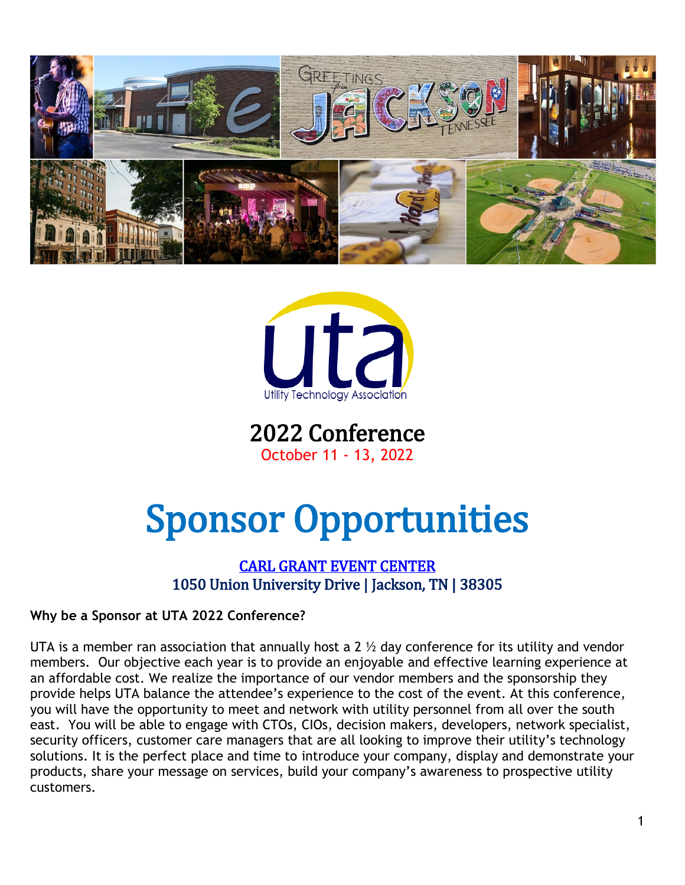Utility Technology Association

# 2022 Conference

October 11 - 13, 2022

# Sponsor Opportunities

CARL GRANT EVENT CENTER
1050 Union University Drive | Jackson, TN | 38305

**Why be a Sponsor at UTA 2022 Conference?**

UTA is a member ran association that annually host a 2 ½ day conference for its utility and vendor members. Our objective each year is to provide an enjoyable and effective learning experience at an affordable cost. We realize the importance of our vendor members and the sponsorship they provide helps UTA balance the attendee's experience to the cost of the event. At this conference, you will have the opportunity to meet and network with utility personnel from all over the south east. You will be able to engage with CTOs, CIOs, decision makers, developers, network specialist, security officers, customer care managers that are all looking to improve their utility's technology solutions. It is the perfect place and time to introduce your company, display and demonstrate your products, share your message on services, build your company's awareness to prospective utility customers.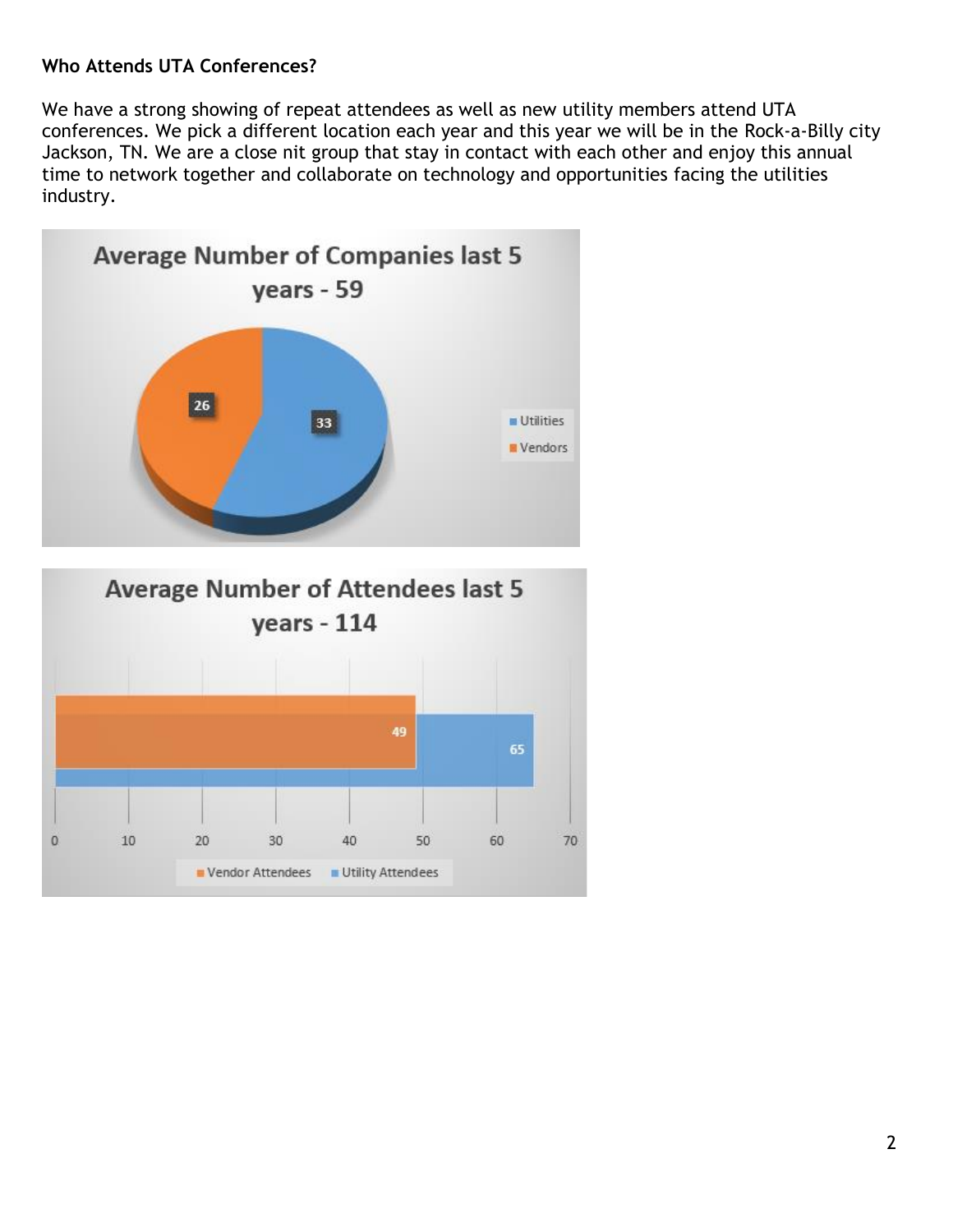**Who Attends UTA Conferences?**

We have a strong showing of repeat attendees as well as new utility members attend UTA conferences. We pick a different location each year and this year we will be in the Rock-a-Billy city Jackson, TN. We are a close nit group that stay in contact with each other and enjoy this annual time to network together and collaborate on technology and opportunities facing the utilities industry.

**Average Number of Companies last 5 years - 59**

- Utilities: 33
- Vendors: 26

**Average Number of Attendees last 5 years - 114**

- Vendor Attendees: 49
- Utility Attendees: 65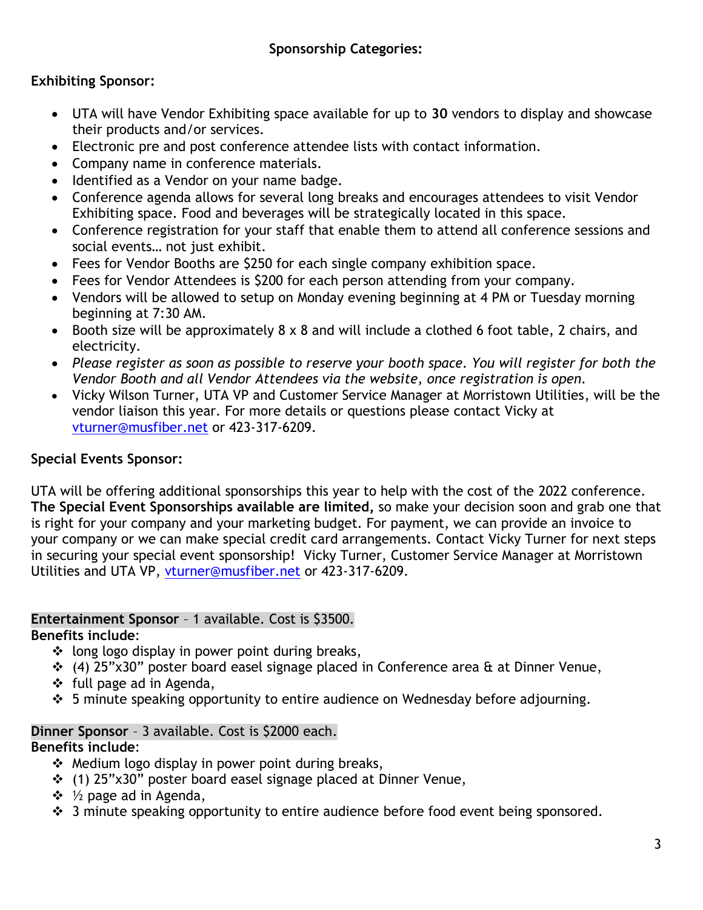## Sponsorship Categories:

**Exhibiting Sponsor:**

- UTA will have Vendor Exhibiting space available for up to **30** vendors to display and showcase their products and/or services.
- Electronic pre and post conference attendee lists with contact information.
- Company name in conference materials.
- Identified as a Vendor on your name badge.
- Conference agenda allows for several long breaks and encourages attendees to visit Vendor Exhibiting space. Food and beverages will be strategically located in this space.
- Conference registration for your staff that enable them to attend all conference sessions and social events… not just exhibit.
- Fees for Vendor Booths are $250 for each single company exhibition space.
- Fees for Vendor Attendees is $200 for each person attending from your company.
- Vendors will be allowed to setup on Monday evening beginning at 4 PM or Tuesday morning beginning at 7:30 AM.
- Booth size will be approximately 8 x 8 and will include a clothed 6 foot table, 2 chairs, and electricity.
- *Please register as soon as possible to reserve your booth space. You will register for both the Vendor Booth and all Vendor Attendees via the website, once registration is open.*
- Vicky Wilson Turner, UTA VP and Customer Service Manager at Morristown Utilities, will be the vendor liaison this year. For more details or questions please contact Vicky at vturner@musfiber.net or 423-317-6209.

**Special Events Sponsor:**

UTA will be offering additional sponsorships this year to help with the cost of the 2022 conference. **The Special Event Sponsorships available are limited,** so make your decision soon and grab one that is right for your company and your marketing budget. For payment, we can provide an invoice to your company or we can make special credit card arrangements. Contact Vicky Turner for next steps in securing your special event sponsorship! Vicky Turner, Customer Service Manager at Morristown Utilities and UTA VP, vturner@musfiber.net or 423-317-6209.

**Entertainment Sponsor** – 1 available. Cost is $3500.

**Benefits include**:

- long logo display in power point during breaks,
- (4) 25"x30" poster board easel signage placed in Conference area & at Dinner Venue,
- full page ad in Agenda,
- 5 minute speaking opportunity to entire audience on Wednesday before adjourning.

**Dinner Sponsor** – 3 available. Cost is $2000 each.

**Benefits include**:

- Medium logo display in power point during breaks,
- (1) 25"x30" poster board easel signage placed at Dinner Venue,
- ½ page ad in Agenda,
- 3 minute speaking opportunity to entire audience before food event being sponsored.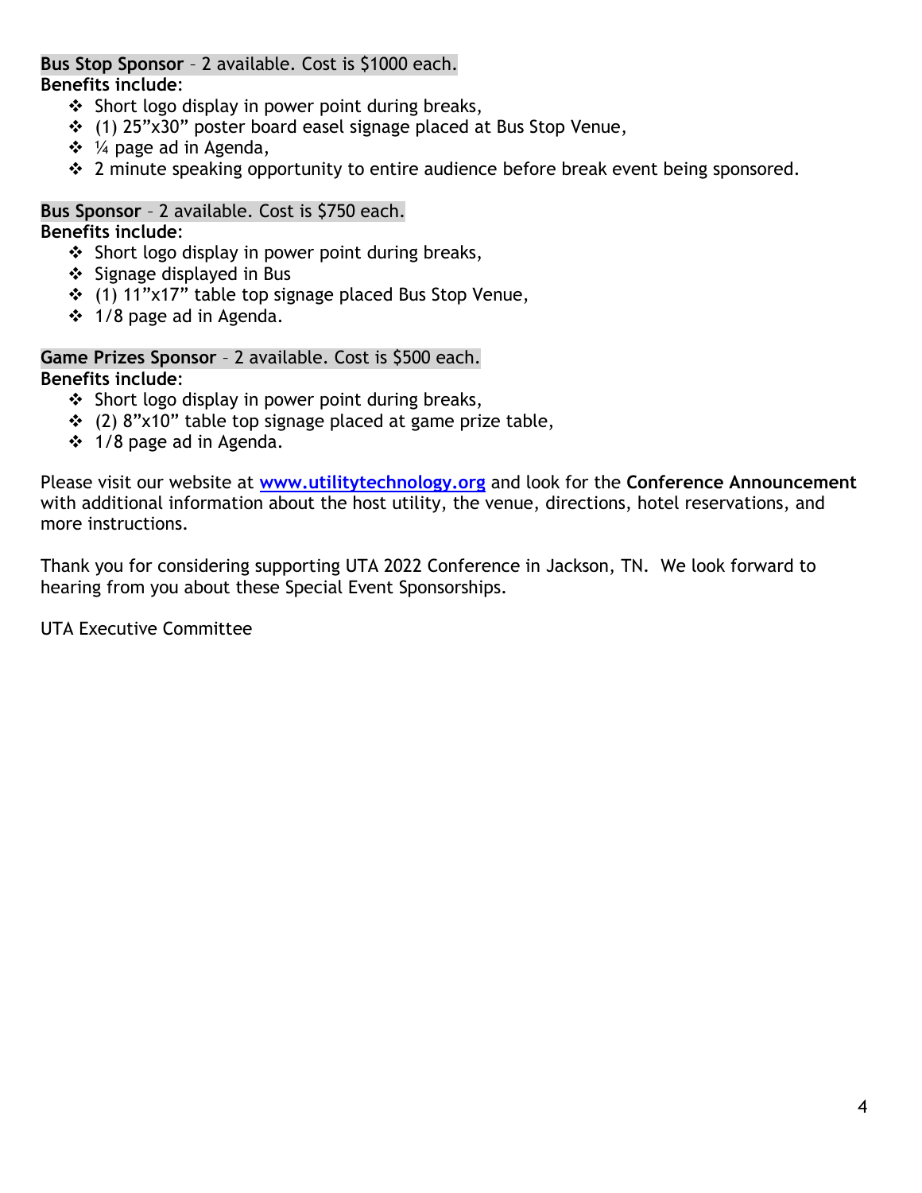**Bus Stop Sponsor** – 2 available. Cost is $1000 each.
**Benefits include**:

- Short logo display in power point during breaks,
- (1) 25"x30" poster board easel signage placed at Bus Stop Venue,
- ¼ page ad in Agenda,
- 2 minute speaking opportunity to entire audience before break event being sponsored.

**Bus Sponsor** – 2 available. Cost is $750 each.
**Benefits include**:

- Short logo display in power point during breaks,
- Signage displayed in Bus
- (1) 11"x17" table top signage placed Bus Stop Venue,
- 1/8 page ad in Agenda.

**Game Prizes Sponsor** – 2 available. Cost is $500 each.
**Benefits include**:

- Short logo display in power point during breaks,
- (2) 8"x10" table top signage placed at game prize table,
- 1/8 page ad in Agenda.

Please visit our website at **www.utilitytechnology.org** and look for the **Conference Announcement** with additional information about the host utility, the venue, directions, hotel reservations, and more instructions.

Thank you for considering supporting UTA 2022 Conference in Jackson, TN. We look forward to hearing from you about these Special Event Sponsorships.

UTA Executive Committee